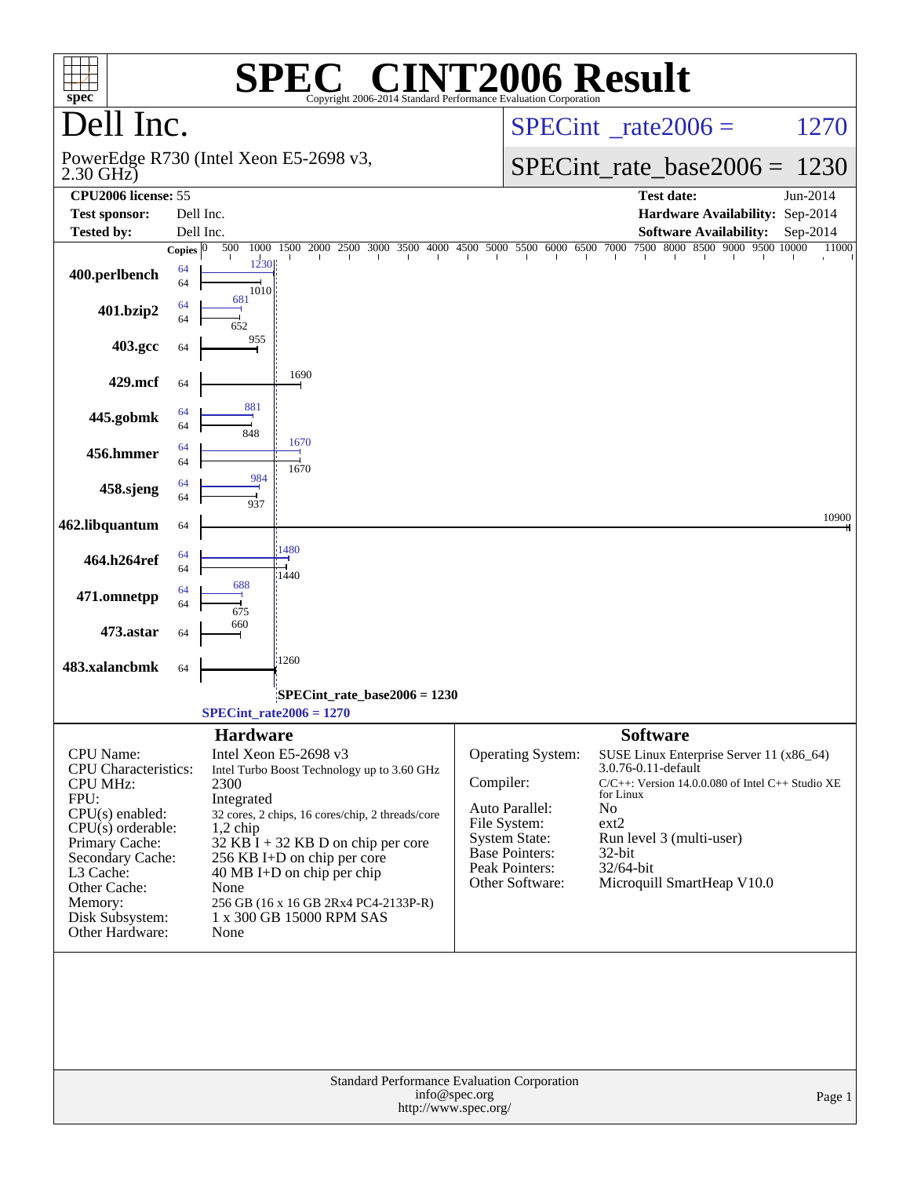# SPEC® CINT2006 Result

Copyright 2006-2014 Standard Performance Evaluation Corporation

## Dell Inc.

PowerEdge R730 (Intel Xeon E5-2698 v3, 2.30 GHz)

SPECint_rate2006 = 1270

SPECint_rate_base2006 = 1230

| | | | |
|---|---|---|---|
| **CPU2006 license:** 55 | | **Test date:** | Jun-2014 |
| **Test sponsor:** | Dell Inc. | **Hardware Availability:** | Sep-2014 |
| **Tested by:** | Dell Inc. | **Software Availability:** | Sep-2014 |

| Benchmark | Copies (peak) | Peak | Copies (base) | Base |
|---|---|---|---|---|
| 400.perlbench | 64 | 1230 | 64 | 1010 |
| 401.bzip2 | 64 | 681 | 64 | 652 |
| 403.gcc | | | 64 | 955 |
| 429.mcf | | | 64 | 1690 |
| 445.gobmk | 64 | 881 | 64 | 848 |
| 456.hmmer | 64 | 1670 | 64 | 1670 |
| 458.sjeng | 64 | 984 | 64 | 937 |
| 462.libquantum | | | 64 | 10900 |
| 464.h264ref | 64 | 1480 | 64 | 1440 |
| 471.omnetpp | 64 | 688 | 64 | 675 |
| 473.astar | | | 64 | 660 |
| 483.xalancbmk | | | 64 | 1260 |

SPECint_rate_base2006 = 1230

SPECint_rate2006 = 1270

### Hardware

| | |
|---|---|
| CPU Name: | Intel Xeon E5-2698 v3 |
| CPU Characteristics: | Intel Turbo Boost Technology up to 3.60 GHz |
| CPU MHz: | 2300 |
| FPU: | Integrated |
| CPU(s) enabled: | 32 cores, 2 chips, 16 cores/chip, 2 threads/core |
| CPU(s) orderable: | 1,2 chip |
| Primary Cache: | 32 KB I + 32 KB D on chip per core |
| Secondary Cache: | 256 KB I+D on chip per core |
| L3 Cache: | 40 MB I+D on chip per chip |
| Other Cache: | None |
| Memory: | 256 GB (16 x 16 GB 2Rx4 PC4-2133P-R) |
| Disk Subsystem: | 1 x 300 GB 15000 RPM SAS |
| Other Hardware: | None |

### Software

| | |
|---|---|
| Operating System: | SUSE Linux Enterprise Server 11 (x86_64) 3.0.76-0.11-default |
| Compiler: | C/C++: Version 14.0.0.080 of Intel C++ Studio XE for Linux |
| Auto Parallel: | No |
| File System: | ext2 |
| System State: | Run level 3 (multi-user) |
| Base Pointers: | 32-bit |
| Peak Pointers: | 32/64-bit |
| Other Software: | Microquill SmartHeap V10.0 |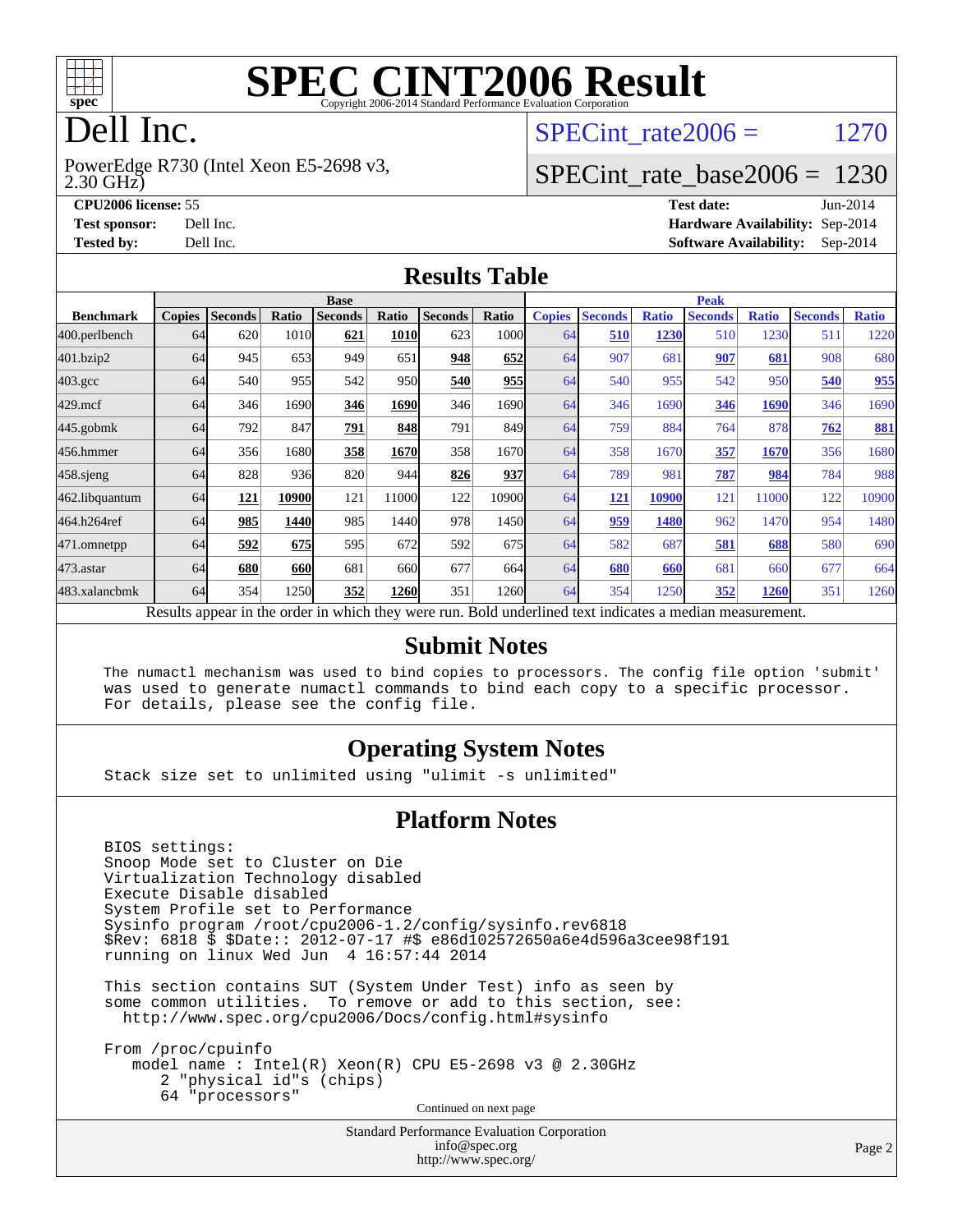# SPEC CINT2006 Result

Copyright 2006-2014 Standard Performance Evaluation Corporation

# Dell Inc.

PowerEdge R730 (Intel Xeon E5-2698 v3, 2.30 GHz)

SPECint_rate2006 = 1270

SPECint_rate_base2006 = 1230

**CPU2006 license:** 55
**Test sponsor:** Dell Inc.
**Tested by:** Dell Inc.

**Test date:** Jun-2014
**Hardware Availability:** Sep-2014
**Software Availability:** Sep-2014

## Results Table

| Benchmark | Base | | | | | | | Peak | | | | | | |
|---|---|---|---|---|---|---|---|---|---|---|---|---|---|---|
| | Copies | Seconds | Ratio | Seconds | Ratio | Seconds | Ratio | Copies | Seconds | Ratio | Seconds | Ratio | Seconds | Ratio |
| 400.perlbench | 64 | 620 | 1010 | **621** | **1010** | 623 | 1000 | 64 | **510** | **1230** | 510 | 1230 | 511 | 1220 |
| 401.bzip2 | 64 | 945 | 653 | 949 | 651 | **948** | **652** | 64 | 907 | 681 | **907** | **681** | 908 | 680 |
| 403.gcc | 64 | 540 | 955 | 542 | 950 | **540** | **955** | 64 | 540 | 955 | 542 | 950 | **540** | **955** |
| 429.mcf | 64 | 346 | 1690 | **346** | **1690** | 346 | 1690 | 64 | 346 | 1690 | **346** | **1690** | 346 | 1690 |
| 445.gobmk | 64 | 792 | 847 | **791** | **848** | 791 | 849 | 64 | 759 | 884 | 764 | 878 | **762** | **881** |
| 456.hmmer | 64 | 356 | 1680 | **358** | **1670** | 358 | 1670 | 64 | 358 | 1670 | **357** | **1670** | 356 | 1680 |
| 458.sjeng | 64 | 828 | 936 | 820 | 944 | **826** | **937** | 64 | 789 | 981 | **787** | **984** | 784 | 988 |
| 462.libquantum | 64 | **121** | **10900** | 121 | 11000 | 122 | 10900 | 64 | **121** | **10900** | 121 | 11000 | 122 | 10900 |
| 464.h264ref | 64 | **985** | **1440** | 985 | 1440 | 978 | 1450 | 64 | **959** | **1480** | 962 | 1470 | 954 | 1480 |
| 471.omnetpp | 64 | **592** | **675** | 595 | 672 | 592 | 675 | 64 | 582 | 687 | **581** | **688** | 580 | 690 |
| 473.astar | 64 | **680** | **660** | 681 | 660 | 677 | 664 | 64 | **680** | **660** | 681 | 660 | 677 | 664 |
| 483.xalancbmk | 64 | 354 | 1250 | **352** | **1260** | 351 | 1260 | 64 | 354 | 1250 | **352** | **1260** | 351 | 1260 |

Results appear in the order in which they were run. Bold underlined text indicates a median measurement.

## Submit Notes

```
The numactl mechanism was used to bind copies to processors. The config file option 'submit'
was used to generate numactl commands to bind each copy to a specific processor.
For details, please see the config file.
```

## Operating System Notes

```
Stack size set to unlimited using "ulimit -s unlimited"
```

## Platform Notes

```
BIOS settings:
Snoop Mode set to Cluster on Die
Virtualization Technology disabled
Execute Disable disabled
System Profile set to Performance
Sysinfo program /root/cpu2006-1.2/config/sysinfo.rev6818
$Rev: 6818 $ $Date:: 2012-07-17 #$ e86d102572650a6e4d596a3cee98f191
running on linux Wed Jun  4 16:57:44 2014

This section contains SUT (System Under Test) info as seen by
some common utilities.  To remove or add to this section, see:
  http://www.spec.org/cpu2006/Docs/config.html#sysinfo

From /proc/cpuinfo
   model name : Intel(R) Xeon(R) CPU E5-2698 v3 @ 2.30GHz
      2 "physical id"s (chips)
      64 "processors"
```

Continued on next page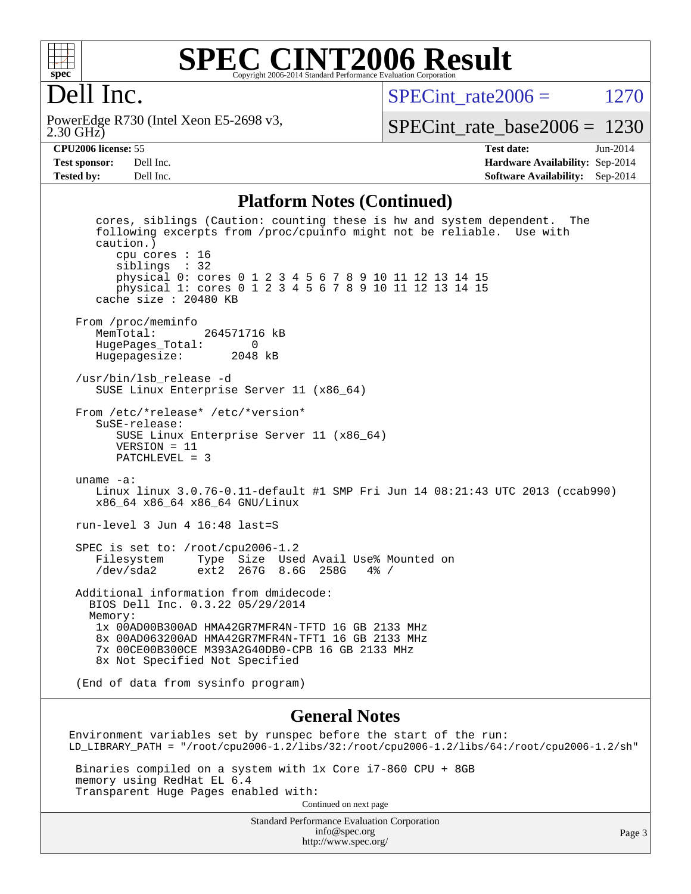# SPEC CINT2006 Result

Copyright 2006-2014 Standard Performance Evaluation Corporation

## Dell Inc.

PowerEdge R730 (Intel Xeon E5-2698 v3, 2.30 GHz)

SPECint_rate2006 = 1270

SPECint_rate_base2006 = 1230

| | | | |
|---|---|---|---|
| **CPU2006 license:** 55 | | **Test date:** | Jun-2014 |
| **Test sponsor:** | Dell Inc. | **Hardware Availability:** | Sep-2014 |
| **Tested by:** | Dell Inc. | **Software Availability:** | Sep-2014 |

## Platform Notes (Continued)

```
      cores, siblings (Caution: counting these is hw and system dependent.  The
      following excerpts from /proc/cpuinfo might not be reliable.  Use with
      caution.)
         cpu cores : 16
         siblings  : 32
         physical 0: cores 0 1 2 3 4 5 6 7 8 9 10 11 12 13 14 15
         physical 1: cores 0 1 2 3 4 5 6 7 8 9 10 11 12 13 14 15
      cache size : 20480 KB

   From /proc/meminfo
      MemTotal:       264571716 kB
      HugePages_Total:       0
      Hugepagesize:       2048 kB

   /usr/bin/lsb_release -d
      SUSE Linux Enterprise Server 11 (x86_64)

   From /etc/*release* /etc/*version*
      SuSE-release:
         SUSE Linux Enterprise Server 11 (x86_64)
         VERSION = 11
         PATCHLEVEL = 3

   uname -a:
      Linux linux 3.0.76-0.11-default #1 SMP Fri Jun 14 08:21:43 UTC 2013 (ccab990)
      x86_64 x86_64 x86_64 GNU/Linux

   run-level 3 Jun 4 16:48 last=S

   SPEC is set to: /root/cpu2006-1.2
      Filesystem     Type  Size  Used Avail Use% Mounted on
      /dev/sda2      ext2  267G  8.6G  258G   4% /

   Additional information from dmidecode:
     BIOS Dell Inc. 0.3.22 05/29/2014
     Memory:
      1x 00AD00B300AD HMA42GR7MFR4N-TFTD 16 GB 2133 MHz
      8x 00AD063200AD HMA42GR7MFR4N-TFT1 16 GB 2133 MHz
      7x 00CE00B300CE M393A2G40DB0-CPB 16 GB 2133 MHz
      8x Not Specified Not Specified

   (End of data from sysinfo program)
```

## General Notes

```
 Environment variables set by runspec before the start of the run:
 LD_LIBRARY_PATH = "/root/cpu2006-1.2/libs/32:/root/cpu2006-1.2/libs/64:/root/cpu2006-1.2/sh"

  Binaries compiled on a system with 1x Core i7-860 CPU + 8GB
  memory using RedHat EL 6.4
  Transparent Huge Pages enabled with:
```

Continued on next page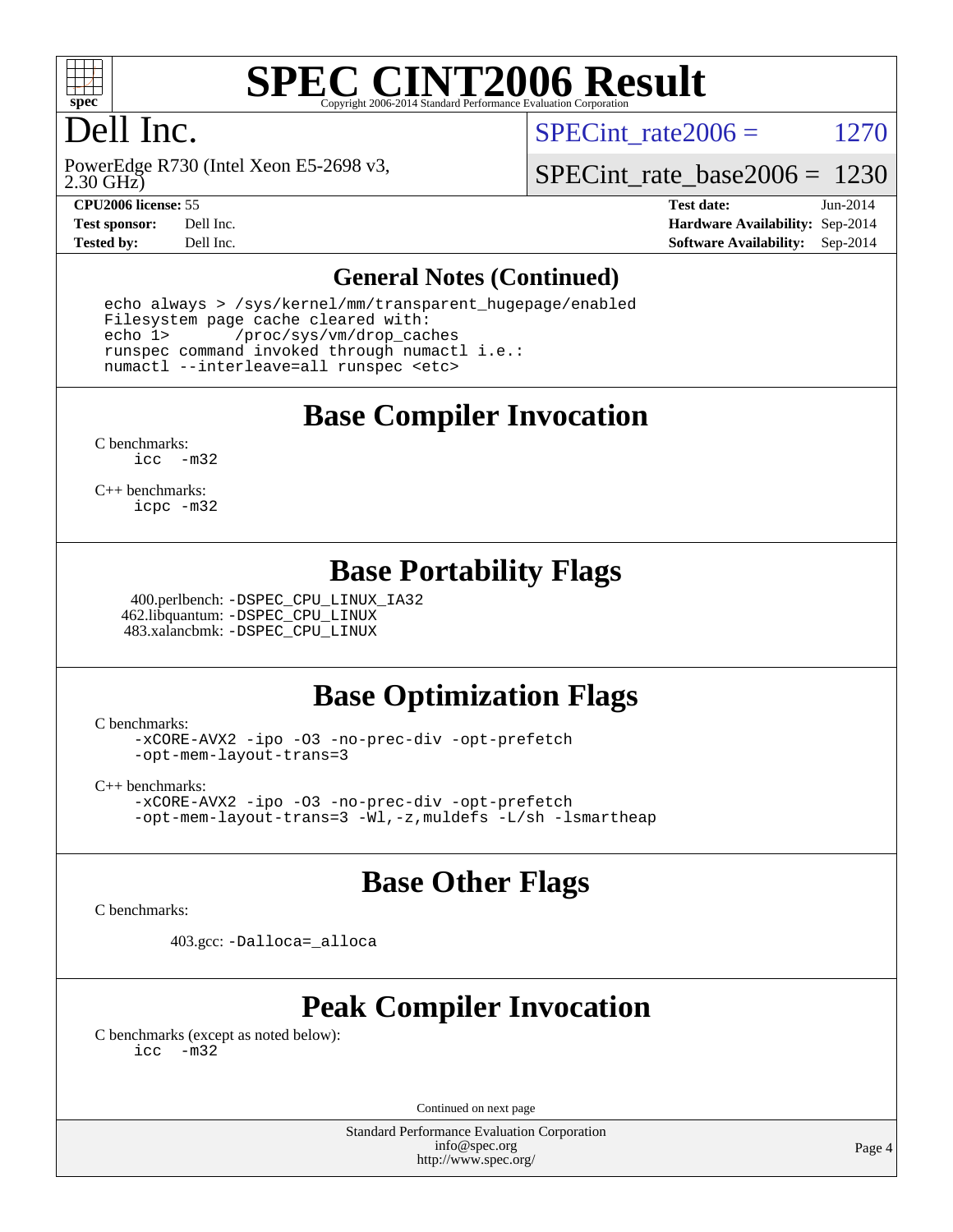# SPEC CINT2006 Result

Copyright 2006-2014 Standard Performance Evaluation Corporation

## Dell Inc.

PowerEdge R730 (Intel Xeon E5-2698 v3, 2.30 GHz)

SPECint_rate2006 = 1270

SPECint_rate_base2006 = 1230

**CPU2006 license:** 55
**Test sponsor:** Dell Inc.
**Tested by:** Dell Inc.

**Test date:** Jun-2014
**Hardware Availability:** Sep-2014
**Software Availability:** Sep-2014

## General Notes (Continued)

```
echo always > /sys/kernel/mm/transparent_hugepage/enabled
Filesystem page cache cleared with:
echo 1>       /proc/sys/vm/drop_caches
runspec command invoked through numactl i.e.:
numactl --interleave=all runspec <etc>
```

## Base Compiler Invocation

C benchmarks:
```
icc  -m32
```

C++ benchmarks:
```
icpc -m32
```

## Base Portability Flags

400.perlbench: -DSPEC_CPU_LINUX_IA32
462.libquantum: -DSPEC_CPU_LINUX
483.xalancbmk: -DSPEC_CPU_LINUX

## Base Optimization Flags

C benchmarks:
```
-xCORE-AVX2 -ipo -O3 -no-prec-div -opt-prefetch
-opt-mem-layout-trans=3
```

C++ benchmarks:
```
-xCORE-AVX2 -ipo -O3 -no-prec-div -opt-prefetch
-opt-mem-layout-trans=3 -Wl,-z,muldefs -L/sh -lsmartheap
```

## Base Other Flags

C benchmarks:

403.gcc: -Dalloca=_alloca

## Peak Compiler Invocation

C benchmarks (except as noted below):
```
icc  -m32
```

Continued on next page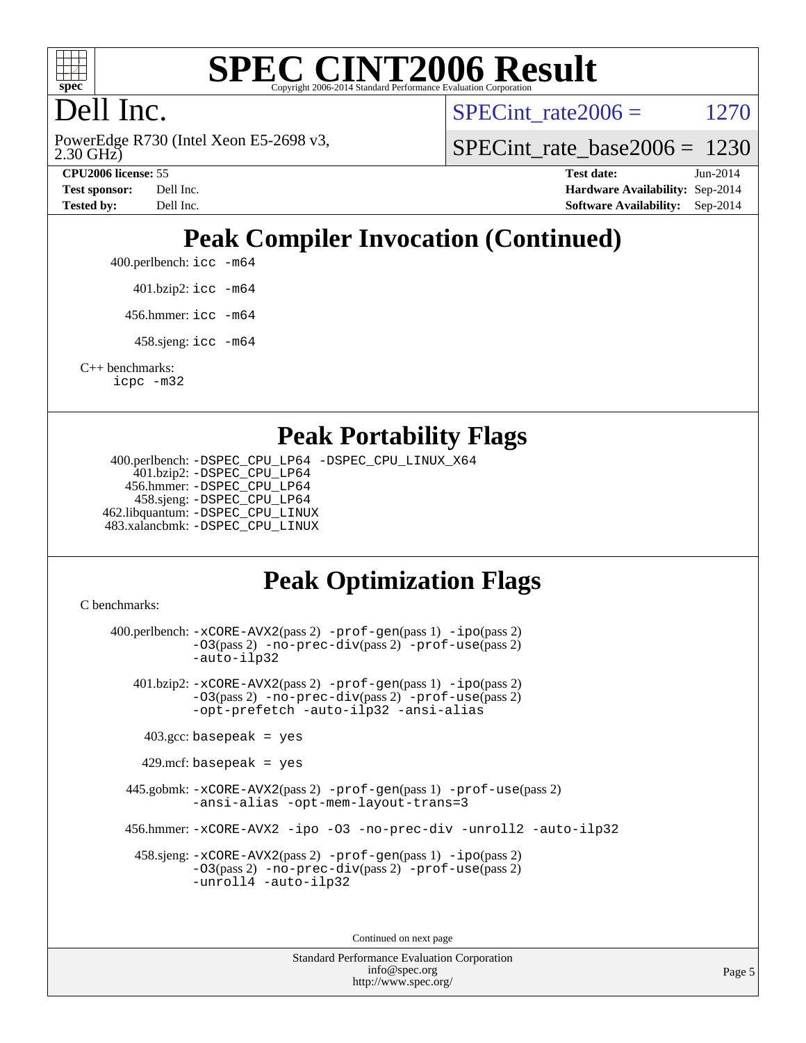# Dell Inc.

PowerEdge R730 (Intel Xeon E5-2698 v3, 2.30 GHz)

SPECint_rate2006 = 1270

SPECint_rate_base2006 = 1230

**CPU2006 license:** 55
**Test sponsor:** Dell Inc.
**Tested by:** Dell Inc.

**Test date:** Jun-2014
**Hardware Availability:** Sep-2014
**Software Availability:** Sep-2014

## Peak Compiler Invocation (Continued)

400.perlbench: icc -m64

401.bzip2: icc -m64

456.hmmer: icc -m64

458.sjeng: icc -m64

C++ benchmarks:
icpc -m32

## Peak Portability Flags

400.perlbench: -DSPEC_CPU_LP64 -DSPEC_CPU_LINUX_X64
401.bzip2: -DSPEC_CPU_LP64
456.hmmer: -DSPEC_CPU_LP64
458.sjeng: -DSPEC_CPU_LP64
462.libquantum: -DSPEC_CPU_LINUX
483.xalancbmk: -DSPEC_CPU_LINUX

## Peak Optimization Flags

C benchmarks:

400.perlbench: -xCORE-AVX2(pass 2) -prof-gen(pass 1) -ipo(pass 2) -O3(pass 2) -no-prec-div(pass 2) -prof-use(pass 2) -auto-ilp32

401.bzip2: -xCORE-AVX2(pass 2) -prof-gen(pass 1) -ipo(pass 2) -O3(pass 2) -no-prec-div(pass 2) -prof-use(pass 2) -opt-prefetch -auto-ilp32 -ansi-alias

403.gcc: basepeak = yes

429.mcf: basepeak = yes

445.gobmk: -xCORE-AVX2(pass 2) -prof-gen(pass 1) -prof-use(pass 2) -ansi-alias -opt-mem-layout-trans=3

456.hmmer: -xCORE-AVX2 -ipo -O3 -no-prec-div -unroll2 -auto-ilp32

458.sjeng: -xCORE-AVX2(pass 2) -prof-gen(pass 1) -ipo(pass 2) -O3(pass 2) -no-prec-div(pass 2) -prof-use(pass 2) -unroll4 -auto-ilp32

Continued on next page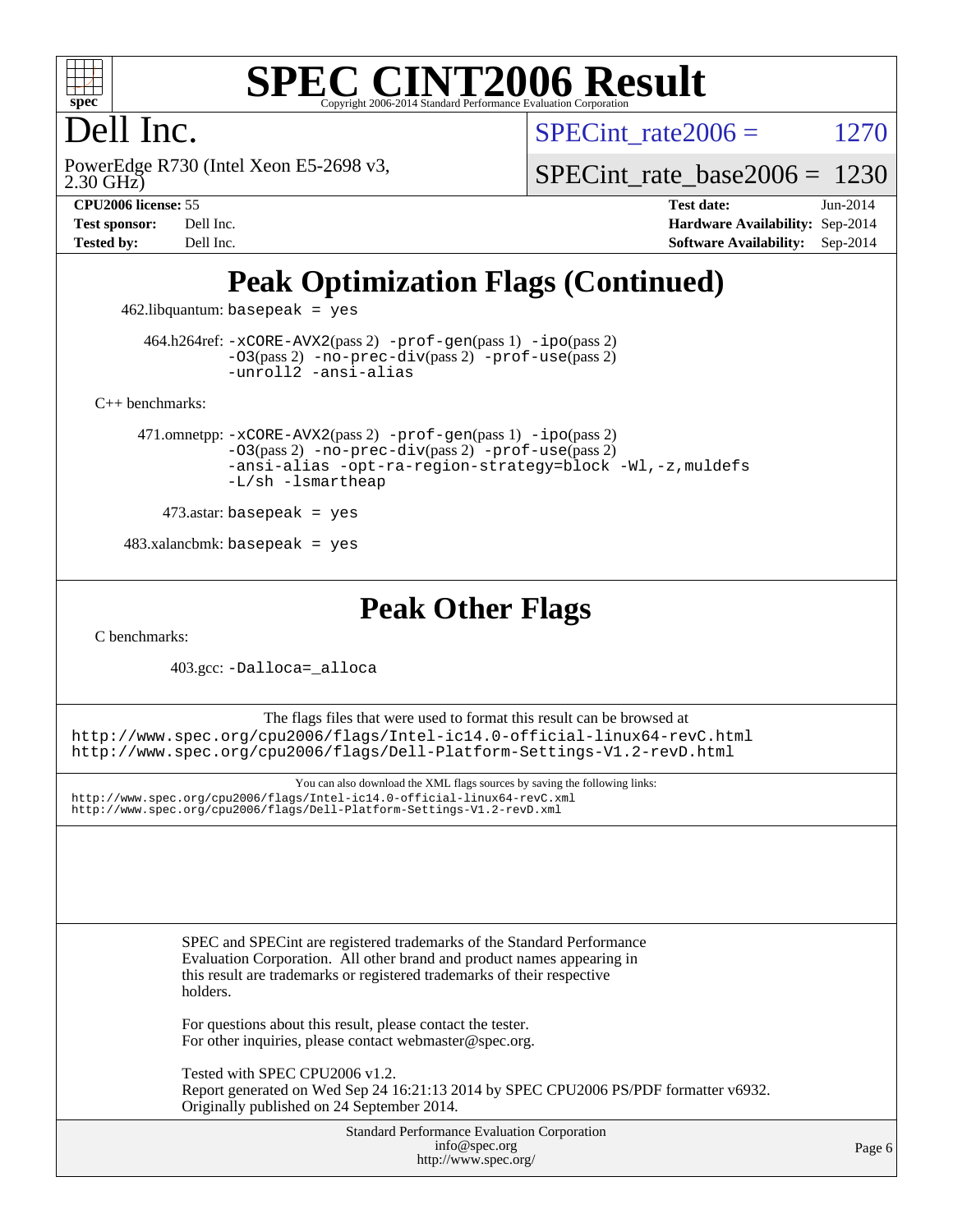## Peak Optimization Flags (Continued)

462.libquantum: basepeak = yes

464.h264ref: -xCORE-AVX2(pass 2) -prof-gen(pass 1) -ipo(pass 2) -O3(pass 2) -no-prec-div(pass 2) -prof-use(pass 2) -unroll2 -ansi-alias

C++ benchmarks:

471.omnetpp: -xCORE-AVX2(pass 2) -prof-gen(pass 1) -ipo(pass 2) -O3(pass 2) -no-prec-div(pass 2) -prof-use(pass 2) -ansi-alias -opt-ra-region-strategy=block -Wl,-z,muldefs -L/sh -lsmartheap

473.astar: basepeak = yes

483.xalancbmk: basepeak = yes

## Peak Other Flags

C benchmarks:

403.gcc: -Dalloca=_alloca

The flags files that were used to format this result can be browsed at
http://www.spec.org/cpu2006/flags/Intel-ic14.0-official-linux64-revC.html
http://www.spec.org/cpu2006/flags/Dell-Platform-Settings-V1.2-revD.html

You can also download the XML flags sources by saving the following links:
http://www.spec.org/cpu2006/flags/Intel-ic14.0-official-linux64-revC.xml
http://www.spec.org/cpu2006/flags/Dell-Platform-Settings-V1.2-revD.xml

SPEC and SPECint are registered trademarks of the Standard Performance Evaluation Corporation. All other brand and product names appearing in this result are trademarks or registered trademarks of their respective holders.

For questions about this result, please contact the tester.
For other inquiries, please contact webmaster@spec.org.

Tested with SPEC CPU2006 v1.2.
Report generated on Wed Sep 24 16:21:13 2014 by SPEC CPU2006 PS/PDF formatter v6932.
Originally published on 24 September 2014.